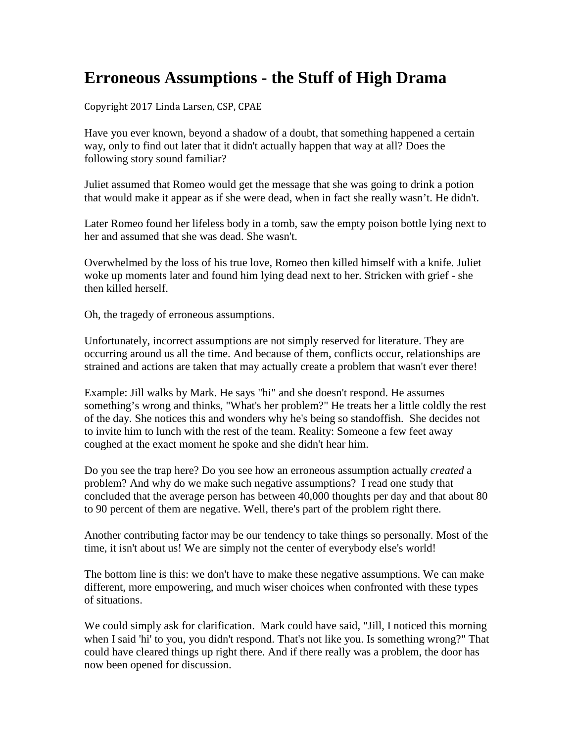# Erroneous Assumptions - the Stuff of High Drama

Copyright 2017 Linda Larsen, CSP, CPAE

Have you ever known, beyond a shadow of a doubt, that something happened a certain way, only to find out later that it didn't actually happen that way at all? Does the following story sound familiar?

Juliet assumed that Romeo would get the message that she was going to drink a potion that would make it appear as if she were dead, when in fact she really wasn’t. He didn't.

Later Romeo found her lifeless body in a tomb, saw the empty poison bottle lying next to her and assumed that she was dead. She wasn't.

Overwhelmed by the loss of his true love, Romeo then killed himself with a knife. Juliet woke up moments later and found him lying dead next to her. Stricken with grief - she then killed herself.

Oh, the tragedy of erroneous assumptions.

Unfortunately, incorrect assumptions are not simply reserved for literature. They are occurring around us all the time. And because of them, conflicts occur, relationships are strained and actions are taken that may actually create a problem that wasn't ever there!

Example: Jill walks by Mark. He says "hi" and she doesn't respond. He assumes something’s wrong and thinks, "What's her problem?" He treats her a little coldly the rest of the day. She notices this and wonders why he's being so standoffish. She decides not to invite him to lunch with the rest of the team. Reality: Someone a few feet away coughed at the exact moment he spoke and she didn't hear him.

Do you see the trap here? Do you see how an erroneous assumption actually *created* a problem? And why do we make such negative assumptions? I read one study that concluded that the average person has between 40,000 thoughts per day and that about 80 to 90 percent of them are negative. Well, there's part of the problem right there.

Another contributing factor may be our tendency to take things so personally. Most of the time, it isn't about us! We are simply not the center of everybody else's world!

The bottom line is this: we don't have to make these negative assumptions. We can make different, more empowering, and much wiser choices when confronted with these types of situations.

We could simply ask for clarification. Mark could have said, "Jill, I noticed this morning when I said 'hi' to you, you didn't respond. That's not like you. Is something wrong?" That could have cleared things up right there. And if there really was a problem, the door has now been opened for discussion.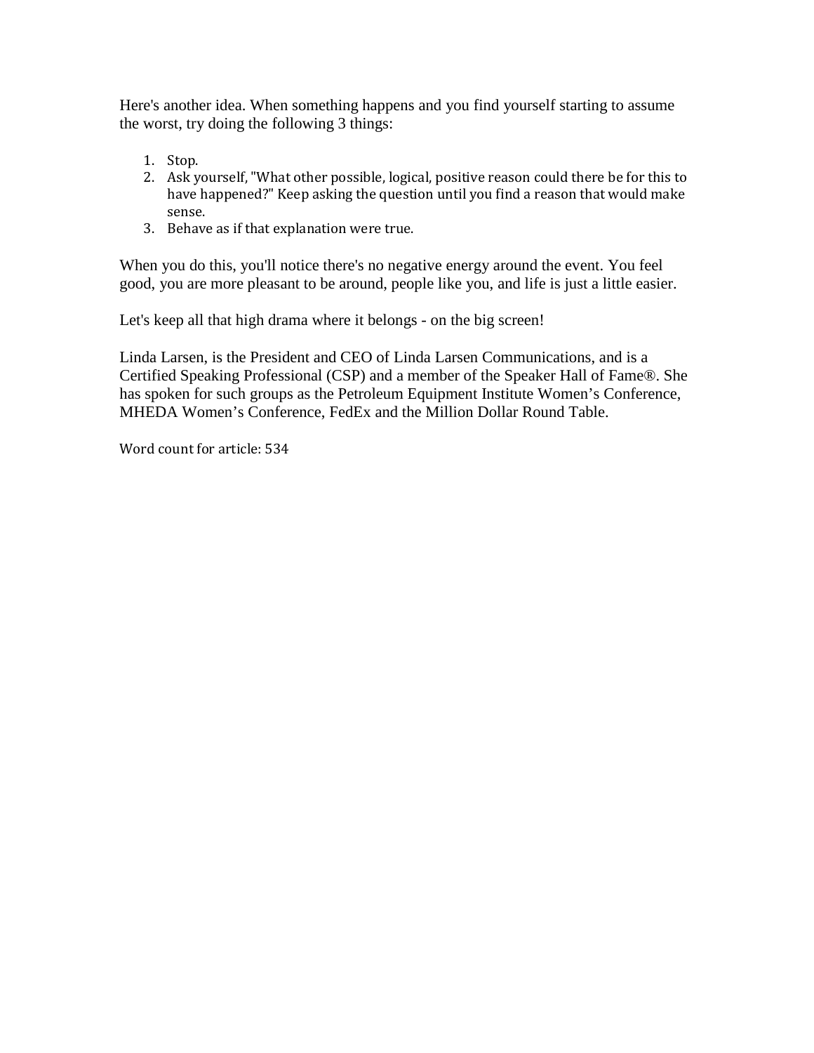Here's another idea. When something happens and you find yourself starting to assume the worst, try doing the following 3 things:

1. Stop.
2. Ask yourself, "What other possible, logical, positive reason could there be for this to have happened?" Keep asking the question until you find a reason that would make sense.
3. Behave as if that explanation were true.

When you do this, you'll notice there's no negative energy around the event. You feel good, you are more pleasant to be around, people like you, and life is just a little easier.

Let's keep all that high drama where it belongs - on the big screen!

Linda Larsen, is the President and CEO of Linda Larsen Communications, and is a Certified Speaking Professional (CSP) and a member of the Speaker Hall of Fame®. She has spoken for such groups as the Petroleum Equipment Institute Women's Conference, MHEDA Women's Conference, FedEx and the Million Dollar Round Table.

Word count for article: 534